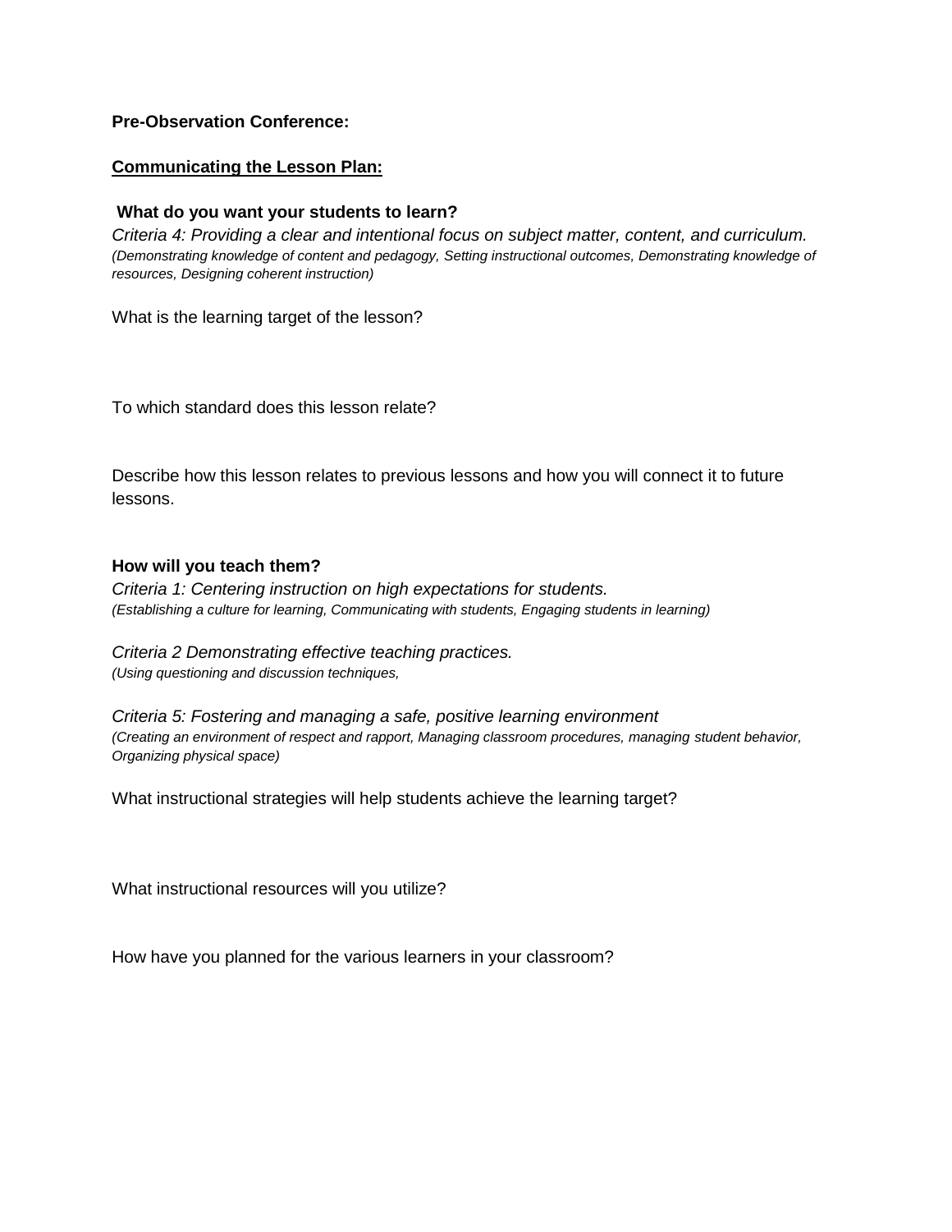**Pre-Observation Conference:**

**Communicating the Lesson Plan:**

**What do you want your students to learn?**

*Criteria 4: Providing a clear and intentional focus on subject matter, content, and curriculum.*
*(Demonstrating knowledge of content and pedagogy, Setting instructional outcomes, Demonstrating knowledge of resources, Designing coherent instruction)*

What is the learning target of the lesson?

To which standard does this lesson relate?

Describe how this lesson relates to previous lessons and how you will connect it to future lessons.

**How will you teach them?**

*Criteria 1: Centering instruction on high expectations for students.*
*(Establishing a culture for learning, Communicating with students, Engaging students in learning)*

*Criteria 2 Demonstrating effective teaching practices.*
*(Using questioning and discussion techniques,*

*Criteria 5: Fostering and managing a safe, positive learning environment*
*(Creating an environment of respect and rapport, Managing classroom procedures, managing student behavior, Organizing physical space)*

What instructional strategies will help students achieve the learning target?

What instructional resources will you utilize?

How have you planned for the various learners in your classroom?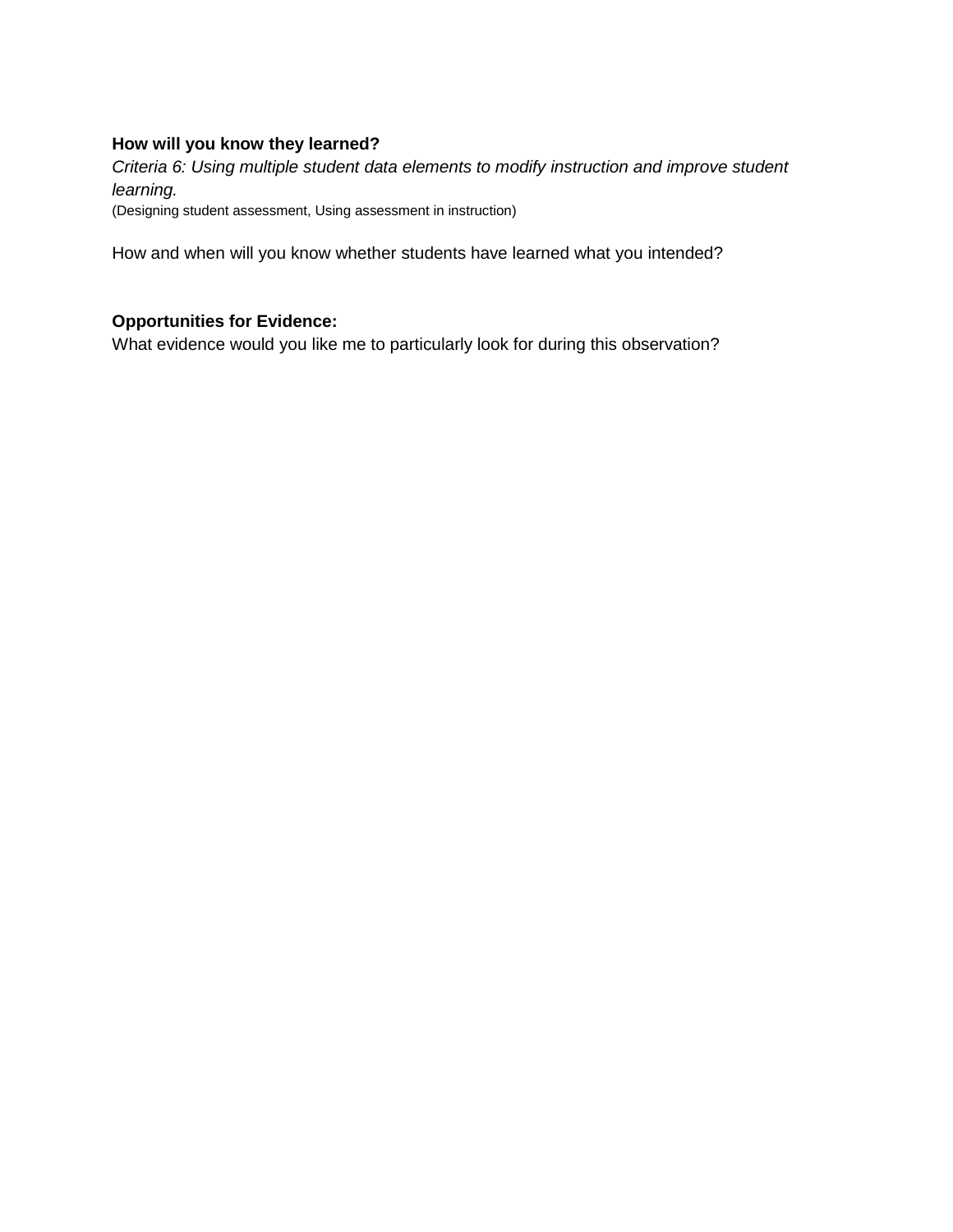**How will you know they learned?**

*Criteria 6: Using multiple student data elements to modify instruction and improve student learning.*

(Designing student assessment, Using assessment in instruction)

How and when will you know whether students have learned what you intended?

**Opportunities for Evidence:**

What evidence would you like me to particularly look for during this observation?